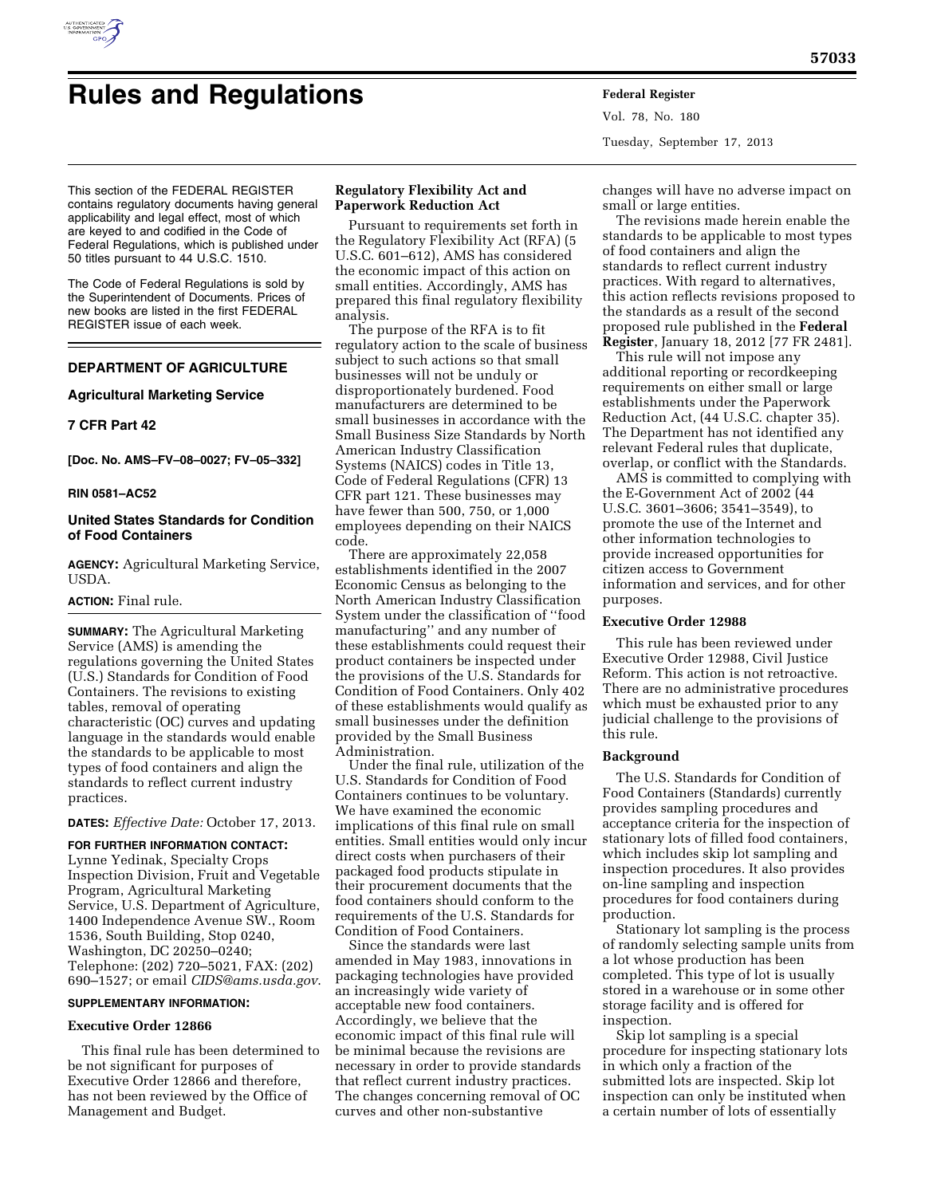# Rules and Regulations

This section of the FEDERAL REGISTER contains regulatory documents having general applicability and legal effect, most of which are keyed to and codified in the Code of Federal Regulations, which is published under 50 titles pursuant to 44 U.S.C. 1510.

The Code of Federal Regulations is sold by the Superintendent of Documents. Prices of new books are listed in the first FEDERAL REGISTER issue of each week.

## DEPARTMENT OF AGRICULTURE

### Agricultural Marketing Service

### 7 CFR Part 42

**[Doc. No. AMS–FV–08–0027; FV–05–332]**

**RIN 0581–AC52**

### United States Standards for Condition of Food Containers

**AGENCY:** Agricultural Marketing Service, USDA.

**ACTION:** Final rule.

**SUMMARY:** The Agricultural Marketing Service (AMS) is amending the regulations governing the United States (U.S.) Standards for Condition of Food Containers. The revisions to existing tables, removal of operating characteristic (OC) curves and updating language in the standards would enable the standards to be applicable to most types of food containers and align the standards to reflect current industry practices.

**DATES:** *Effective Date:* October 17, 2013.

**FOR FURTHER INFORMATION CONTACT:** Lynne Yedinak, Specialty Crops Inspection Division, Fruit and Vegetable Program, Agricultural Marketing Service, U.S. Department of Agriculture, 1400 Independence Avenue SW., Room 1536, South Building, Stop 0240, Washington, DC 20250–0240; Telephone: (202) 720–5021, FAX: (202) 690–1527; or email *CIDS@ams.usda.gov*.

**SUPPLEMENTARY INFORMATION:**

#### Executive Order 12866

This final rule has been determined to be not significant for purposes of Executive Order 12866 and therefore, has not been reviewed by the Office of Management and Budget.

#### Regulatory Flexibility Act and Paperwork Reduction Act

Pursuant to requirements set forth in the Regulatory Flexibility Act (RFA) (5 U.S.C. 601–612), AMS has considered the economic impact of this action on small entities. Accordingly, AMS has prepared this final regulatory flexibility analysis.

The purpose of the RFA is to fit regulatory action to the scale of business subject to such actions so that small businesses will not be unduly or disproportionately burdened. Food manufacturers are determined to be small businesses in accordance with the Small Business Size Standards by North American Industry Classification Systems (NAICS) codes in Title 13, Code of Federal Regulations (CFR) 13 CFR part 121. These businesses may have fewer than 500, 750, or 1,000 employees depending on their NAICS code.

There are approximately 22,058 establishments identified in the 2007 Economic Census as belonging to the North American Industry Classification System under the classification of ''food manufacturing'' and any number of these establishments could request their product containers be inspected under the provisions of the U.S. Standards for Condition of Food Containers. Only 402 of these establishments would qualify as small businesses under the definition provided by the Small Business Administration.

Under the final rule, utilization of the U.S. Standards for Condition of Food Containers continues to be voluntary. We have examined the economic implications of this final rule on small entities. Small entities would only incur direct costs when purchasers of their packaged food products stipulate in their procurement documents that the food containers should conform to the requirements of the U.S. Standards for Condition of Food Containers.

Since the standards were last amended in May 1983, innovations in packaging technologies have provided an increasingly wide variety of acceptable new food containers. Accordingly, we believe that the economic impact of this final rule will be minimal because the revisions are necessary in order to provide standards that reflect current industry practices. The changes concerning removal of OC curves and other non-substantive changes will have no adverse impact on small or large entities.

The revisions made herein enable the standards to be applicable to most types of food containers and align the standards to reflect current industry practices. With regard to alternatives, this action reflects revisions proposed to the standards as a result of the second proposed rule published in the **Federal Register**, January 18, 2012 [77 FR 2481].

This rule will not impose any additional reporting or recordkeeping requirements on either small or large establishments under the Paperwork Reduction Act, (44 U.S.C. chapter 35). The Department has not identified any relevant Federal rules that duplicate, overlap, or conflict with the Standards.

AMS is committed to complying with the E-Government Act of 2002 (44 U.S.C. 3601–3606; 3541–3549), to promote the use of the Internet and other information technologies to provide increased opportunities for citizen access to Government information and services, and for other purposes.

#### Executive Order 12988

This rule has been reviewed under Executive Order 12988, Civil Justice Reform. This action is not retroactive. There are no administrative procedures which must be exhausted prior to any judicial challenge to the provisions of this rule.

#### Background

The U.S. Standards for Condition of Food Containers (Standards) currently provides sampling procedures and acceptance criteria for the inspection of stationary lots of filled food containers, which includes skip lot sampling and inspection procedures. It also provides on-line sampling and inspection procedures for food containers during production.

Stationary lot sampling is the process of randomly selecting sample units from a lot whose production has been completed. This type of lot is usually stored in a warehouse or in some other storage facility and is offered for inspection.

Skip lot sampling is a special procedure for inspecting stationary lots in which only a fraction of the submitted lots are inspected. Skip lot inspection can only be instituted when a certain number of lots of essentially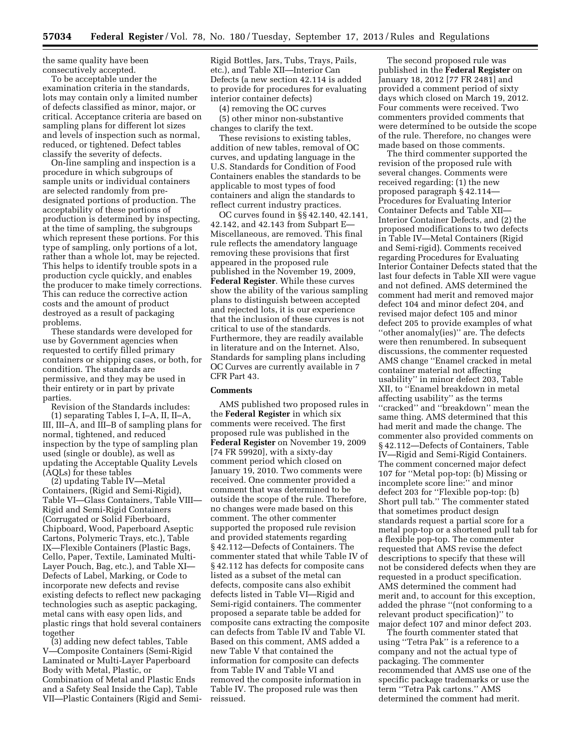the same quality have been consecutively accepted.

To be acceptable under the examination criteria in the standards, lots may contain only a limited number of defects classified as minor, major, or critical. Acceptance criteria are based on sampling plans for different lot sizes and levels of inspection such as normal, reduced, or tightened. Defect tables classify the severity of defects.

On-line sampling and inspection is a procedure in which subgroups of sample units or individual containers are selected randomly from pre-designated portions of production. The acceptability of these portions of production is determined by inspecting, at the time of sampling, the subgroups which represent these portions. For this type of sampling, only portions of a lot, rather than a whole lot, may be rejected. This helps to identify trouble spots in a production cycle quickly, and enables the producer to make timely corrections. This can reduce the corrective action costs and the amount of product destroyed as a result of packaging problems.

These standards were developed for use by Government agencies when requested to certify filled primary containers or shipping cases, or both, for condition. The standards are permissive, and they may be used in their entirety or in part by private parties.

Revision of the Standards includes:

(1) separating Tables I, I–A, II, II–A, III, III–A, and III–B of sampling plans for normal, tightened, and reduced inspection by the type of sampling plan used (single or double), as well as updating the Acceptable Quality Levels (AQLs) for these tables

(2) updating Table IV—Metal Containers, (Rigid and Semi-Rigid), Table VI—Glass Containers, Table VIII—Rigid and Semi-Rigid Containers (Corrugated or Solid Fiberboard, Chipboard, Wood, Paperboard Aseptic Cartons, Polymeric Trays, etc.), Table IX—Flexible Containers (Plastic Bags, Cello, Paper, Textile, Laminated Multi-Layer Pouch, Bag, etc.), and Table XI—Defects of Label, Marking, or Code to incorporate new defects and revise existing defects to reflect new packaging technologies such as aseptic packaging, metal cans with easy open lids, and plastic rings that hold several containers together

(3) adding new defect tables, Table V—Composite Containers (Semi-Rigid Laminated or Multi-Layer Paperboard Body with Metal, Plastic, or Combination of Metal and Plastic Ends and a Safety Seal Inside the Cap), Table VII—Plastic Containers (Rigid and Semi-Rigid Bottles, Jars, Tubs, Trays, Pails, etc.), and Table XII—Interior Can Defects (a new section 42.114 is added to provide for procedures for evaluating interior container defects)

(4) removing the OC curves

(5) other minor non-substantive changes to clarify the text.

These revisions to existing tables, addition of new tables, removal of OC curves, and updating language in the U.S. Standards for Condition of Food Containers enables the standards to be applicable to most types of food containers and align the standards to reflect current industry practices.

OC curves found in §§ 42.140, 42.141, 42.142, and 42.143 from Subpart E—Miscellaneous, are removed. This final rule reflects the amendatory language removing these provisions that first appeared in the proposed rule published in the November 19, 2009, **Federal Register**. While these curves show the ability of the various sampling plans to distinguish between accepted and rejected lots, it is our experience that the inclusion of these curves is not critical to use of the standards. Furthermore, they are readily available in literature and on the Internet. Also, Standards for sampling plans including OC Curves are currently available in 7 CFR Part 43.

## Comments

AMS published two proposed rules in the **Federal Register** in which six comments were received. The first proposed rule was published in the **Federal Register** on November 19, 2009 [74 FR 59920], with a sixty-day comment period which closed on January 19, 2010. Two comments were received. One commenter provided a comment that was determined to be outside the scope of the rule. Therefore, no changes were made based on this comment. The other commenter supported the proposed rule revision and provided statements regarding § 42.112—Defects of Containers. The commenter stated that while Table IV of § 42.112 has defects for composite cans listed as a subset of the metal can defects, composite cans also exhibit defects listed in Table VI—Rigid and Semi-rigid containers. The commenter proposed a separate table be added for composite cans extracting the composite can defects from Table IV and Table VI. Based on this comment, AMS added a new Table V that contained the information for composite can defects from Table IV and Table VI and removed the composite information in Table IV. The proposed rule was then reissued.

The second proposed rule was published in the **Federal Register** on January 18, 2012 [77 FR 2481] and provided a comment period of sixty days which closed on March 19, 2012. Four comments were received. Two commenters provided comments that were determined to be outside the scope of the rule. Therefore, no changes were made based on those comments.

The third commenter supported the revision of the proposed rule with several changes. Comments were received regarding: (1) the new proposed paragraph § 42.114—Procedures for Evaluating Interior Container Defects and Table XII—Interior Container Defects, and (2) the proposed modifications to two defects in Table IV—Metal Containers (Rigid and Semi-rigid). Comments received regarding Procedures for Evaluating Interior Container Defects stated that the last four defects in Table XII were vague and not defined. AMS determined the comment had merit and removed major defect 104 and minor defect 204, and revised major defect 105 and minor defect 205 to provide examples of what ''other anomaly(ies)'' are. The defects were then renumbered. In subsequent discussions, the commenter requested AMS change ''Enamel cracked in metal container material not affecting usability'' in minor defect 203, Table XII, to ''Enamel breakdown in metal affecting usability'' as the terms ''cracked'' and ''breakdown'' mean the same thing. AMS determined that this had merit and made the change. The commenter also provided comments on § 42.112—Defects of Containers, Table IV—Rigid and Semi-Rigid Containers. The comment concerned major defect 107 for ''Metal pop-top: (b) Missing or incomplete score line:'' and minor defect 203 for ''Flexible pop-top: (b) Short pull tab.'' The commenter stated that sometimes product design standards request a partial score for a metal pop-top or a shortened pull tab for a flexible pop-top. The commenter requested that AMS revise the defect descriptions to specify that these will not be considered defects when they are requested in a product specification. AMS determined the comment had merit and, to account for this exception, added the phrase ''(not conforming to a relevant product specification)'' to major defect 107 and minor defect 203.

The fourth commenter stated that using ''Tetra Pak'' is a reference to a company and not the actual type of packaging. The commenter recommended that AMS use one of the specific package trademarks or use the term ''Tetra Pak cartons.'' AMS determined the comment had merit.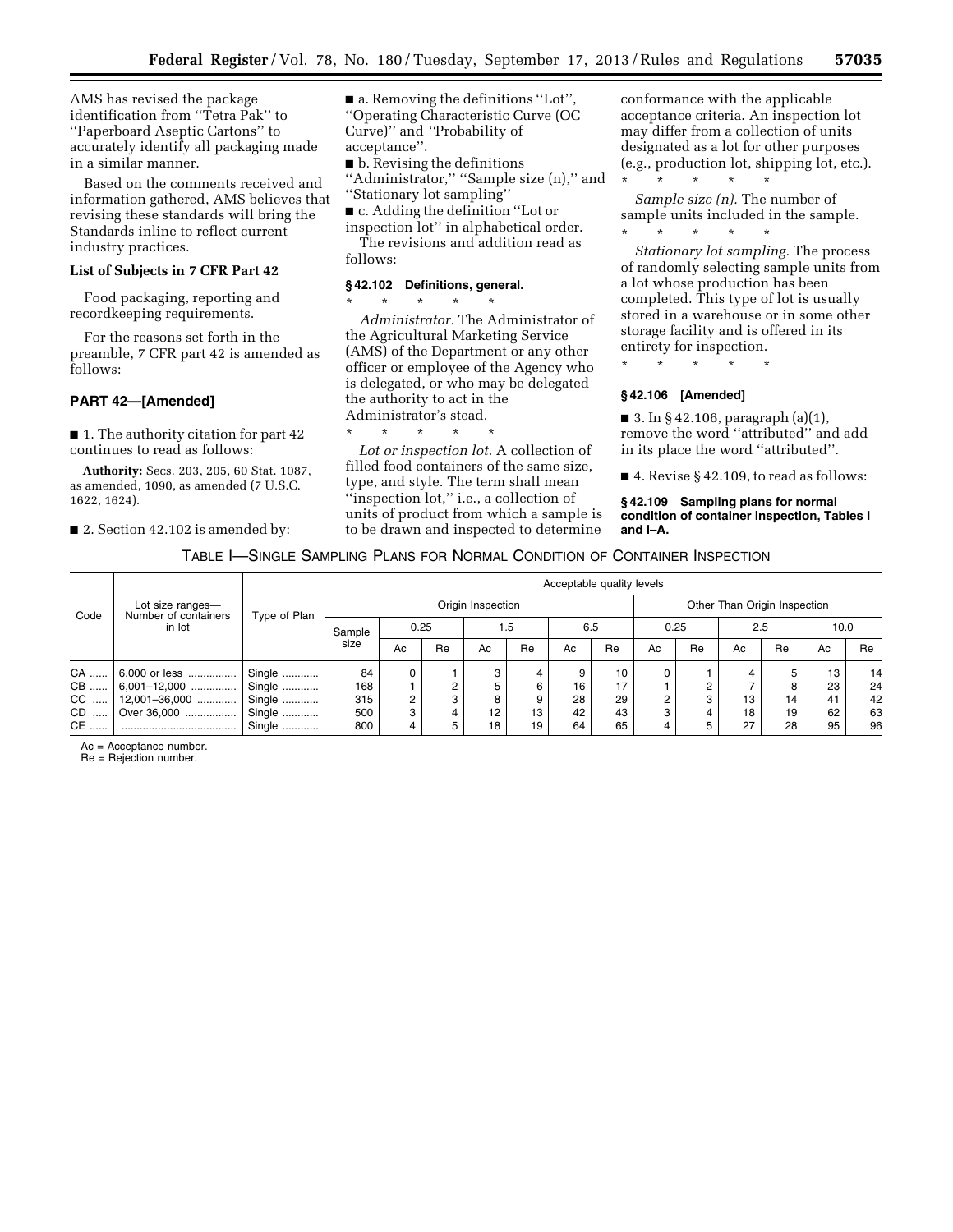AMS has revised the package identification from ''Tetra Pak'' to ''Paperboard Aseptic Cartons'' to accurately identify all packaging made in a similar manner.

Based on the comments received and information gathered, AMS believes that revising these standards will bring the Standards inline to reflect current industry practices.

**List of Subjects in 7 CFR Part 42**

Food packaging, reporting and recordkeeping requirements.

For the reasons set forth in the preamble, 7 CFR part 42 is amended as follows:

**PART 42—[Amended]**

■ 1. The authority citation for part 42 continues to read as follows:

**Authority:** Secs. 203, 205, 60 Stat. 1087, as amended, 1090, as amended (7 U.S.C. 1622, 1624).

■ 2. Section 42.102 is amended by:

■ a. Removing the definitions ''Lot'', ''Operating Characteristic Curve (OC Curve)'' and ''Probability of acceptance''.

■ b. Revising the definitions ''Administrator,'' ''Sample size (n),'' and ''Stationary lot sampling''

■ c. Adding the definition ''Lot or inspection lot'' in alphabetical order.

The revisions and addition read as follows:

**§ 42.102 Definitions, general.**

\* \* \* \* \*

*Administrator.* The Administrator of the Agricultural Marketing Service (AMS) of the Department or any other officer or employee of the Agency who is delegated, or who may be delegated the authority to act in the Administrator's stead.

\* \* \* \* \*

*Lot or inspection lot.* A collection of filled food containers of the same size, type, and style. The term shall mean ''inspection lot,'' i.e., a collection of units of product from which a sample is to be drawn and inspected to determine conformance with the applicable acceptance criteria. An inspection lot may differ from a collection of units designated as a lot for other purposes (e.g., production lot, shipping lot, etc.).

\* \* \* \* \*

*Sample size (n).* The number of sample units included in the sample.

\* \* \* \* \*

*Stationary lot sampling.* The process of randomly selecting sample units from a lot whose production has been completed. This type of lot is usually stored in a warehouse or in some other storage facility and is offered in its entirety for inspection.

\* \* \* \* \*

**§ 42.106 [Amended]**

■ 3. In § 42.106, paragraph (a)(1), remove the word ''attributed'' and add in its place the word ''attributed''.

■ 4. Revise § 42.109, to read as follows:

**§ 42.109 Sampling plans for normal condition of container inspection, Tables I and I–A.**

TABLE I—SINGLE SAMPLING PLANS FOR NORMAL CONDITION OF CONTAINER INSPECTION

| Code | Lot size ranges—Number of containers in lot | Type of Plan | Acceptable quality levels | | | | | | | | | | | | | |
|---|---|---|---|---|---|---|---|---|---|---|---|---|---|---|---|---|
| | | | Origin Inspection | | | | | | | Other Than Origin Inspection | | | | | | |
| | | | Sample size | 0.25 | | 1.5 | | 6.5 | | 0.25 | | 2.5 | | 10.0 | | |
| | | | | Ac | Re | Ac | Re | Ac | Re | Ac | Re | Ac | Re | Ac | Re | |
| CA | 6,000 or less | Single | 84 | 0 | 1 | 3 | 4 | 9 | 10 | 0 | 1 | 4 | 5 | 13 | 14 | |
| CB | 6,001–12,000 | Single | 168 | 1 | 2 | 5 | 6 | 16 | 17 | 1 | 2 | 7 | 8 | 23 | 24 | |
| CC | 12,001–36,000 | Single | 315 | 2 | 3 | 8 | 9 | 28 | 29 | 2 | 3 | 13 | 14 | 41 | 42 | |
| CD | Over 36,000 | Single | 500 | 3 | 4 | 12 | 13 | 42 | 43 | 3 | 4 | 18 | 19 | 62 | 63 | |
| CE | | Single | 800 | 4 | 5 | 18 | 19 | 64 | 65 | 4 | 5 | 27 | 28 | 95 | 96 | |

Ac = Acceptance number.
Re = Rejection number.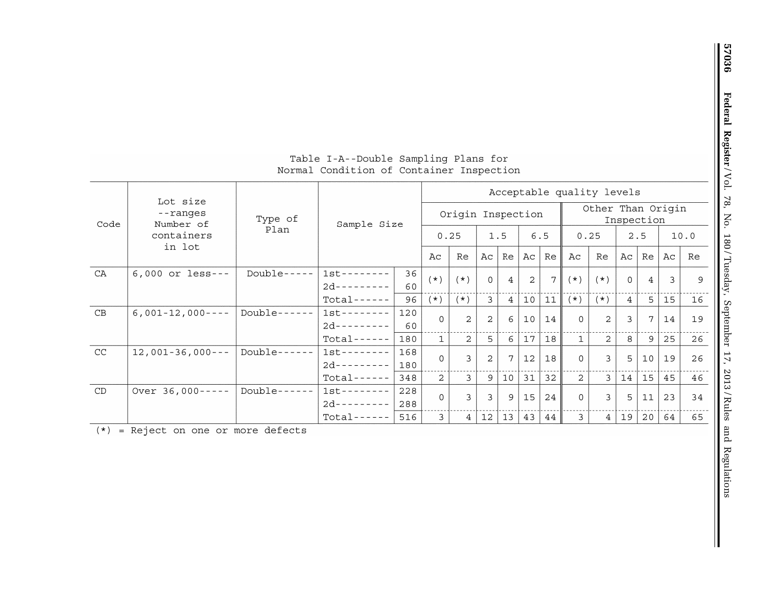Table I-A--Double Sampling Plans for Normal Condition of Container Inspection

| Code | Lot size --ranges Number of containers in lot | Type of Plan | Sample Size | | Acceptable quality levels | | | | | | | | | | | |
|---|---|---|---|---|---|---|---|---|---|---|---|---|---|---|---|---|
| | | | | | Origin Inspection | | | | | | Other Than Origin Inspection | | | | | |
| | | | | | 0.25 | | 1.5 | | 6.5 | | 0.25 | | 2.5 | | 10.0 | |
| | | | | | Ac | Re | Ac | Re | Ac | Re | Ac | Re | Ac | Re | Ac | Re |
| CA | 6,000 or less--- | Double----- | 1st--------<br>2d--------- | 36<br>60 | (*) | (*) | 0 | 4 | 2 | 7 | (*) | (*) | 0 | 4 | 3 | 9 |
| | | | Total------ | 96 | (*) | (*) | 3 | 4 | 10 | 11 | (*) | (*) | 4 | 5 | 15 | 16 |
| CB | 6,001-12,000---- | Double------ | 1st--------<br>2d--------- | 120<br>60 | 0 | 2 | 2 | 6 | 10 | 14 | 0 | 2 | 3 | 7 | 14 | 19 |
| | | | Total------ | 180 | 1 | 2 | 5 | 6 | 17 | 18 | 1 | 2 | 8 | 9 | 25 | 26 |
| CC | 12,001-36,000--- | Double------ | 1st--------<br>2d--------- | 168<br>180 | 0 | 3 | 2 | 7 | 12 | 18 | 0 | 3 | 5 | 10 | 19 | 26 |
| | | | Total------ | 348 | 2 | 3 | 9 | 10 | 31 | 32 | 2 | 3 | 14 | 15 | 45 | 46 |
| CD | Over 36,000----- | Double------ | 1st--------<br>2d--------- | 228<br>288 | 0 | 3 | 3 | 9 | 15 | 24 | 0 | 3 | 5 | 11 | 23 | 34 |
| | | | Total------ | 516 | 3 | 4 | 12 | 13 | 43 | 44 | 3 | 4 | 19 | 20 | 64 | 65 |

(*) = Reject on one or more defects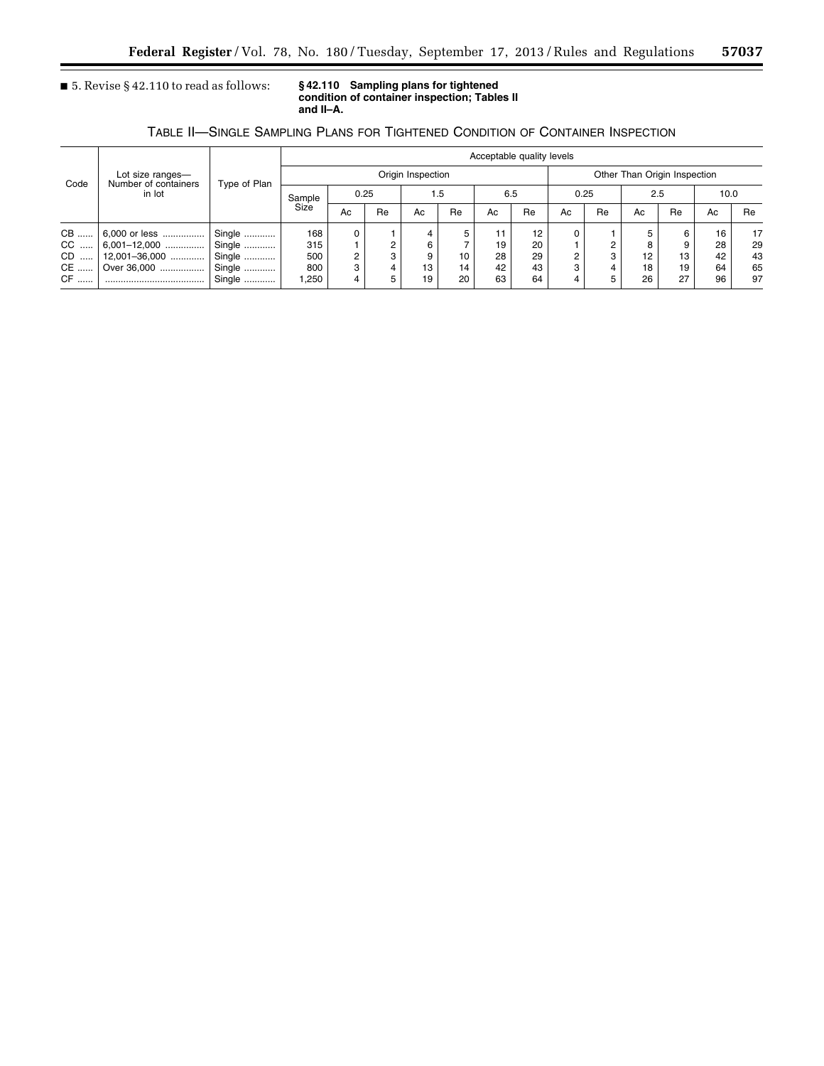■ 5. Revise § 42.110 to read as follows:

**§ 42.110 Sampling plans for tightened condition of container inspection; Tables II and II–A.**

TABLE II—SINGLE SAMPLING PLANS FOR TIGHTENED CONDITION OF CONTAINER INSPECTION

| Code | Lot size ranges—Number of containers in lot | Type of Plan | Acceptable quality levels | | | | | | | | | | | | |
|---|---|---|---|---|---|---|---|---|---|---|---|---|---|---|---|
| | | | Origin Inspection | | | | | | | Other Than Origin Inspection | | | | | |
| | | | Sample Size | 0.25 | | 1.5 | | 6.5 | | 0.25 | | 2.5 | | 10.0 | |
| | | | | Ac | Re | Ac | Re | Ac | Re | Ac | Re | Ac | Re | Ac | Re |
| CB | 6,000 or less | Single | 168 | 0 | 1 | 4 | 5 | 11 | 12 | 0 | 1 | 5 | 6 | 16 | 17 |
| CC | 6,001–12,000 | Single | 315 | 1 | 2 | 6 | 7 | 19 | 20 | 1 | 2 | 8 | 9 | 28 | 29 |
| CD | 12,001–36,000 | Single | 500 | 2 | 3 | 9 | 10 | 28 | 29 | 2 | 3 | 12 | 13 | 42 | 43 |
| CE | Over 36,000 | Single | 800 | 3 | 4 | 13 | 14 | 42 | 43 | 3 | 4 | 18 | 19 | 64 | 65 |
| CF | | Single | 1,250 | 4 | 5 | 19 | 20 | 63 | 64 | 4 | 5 | 26 | 27 | 96 | 97 |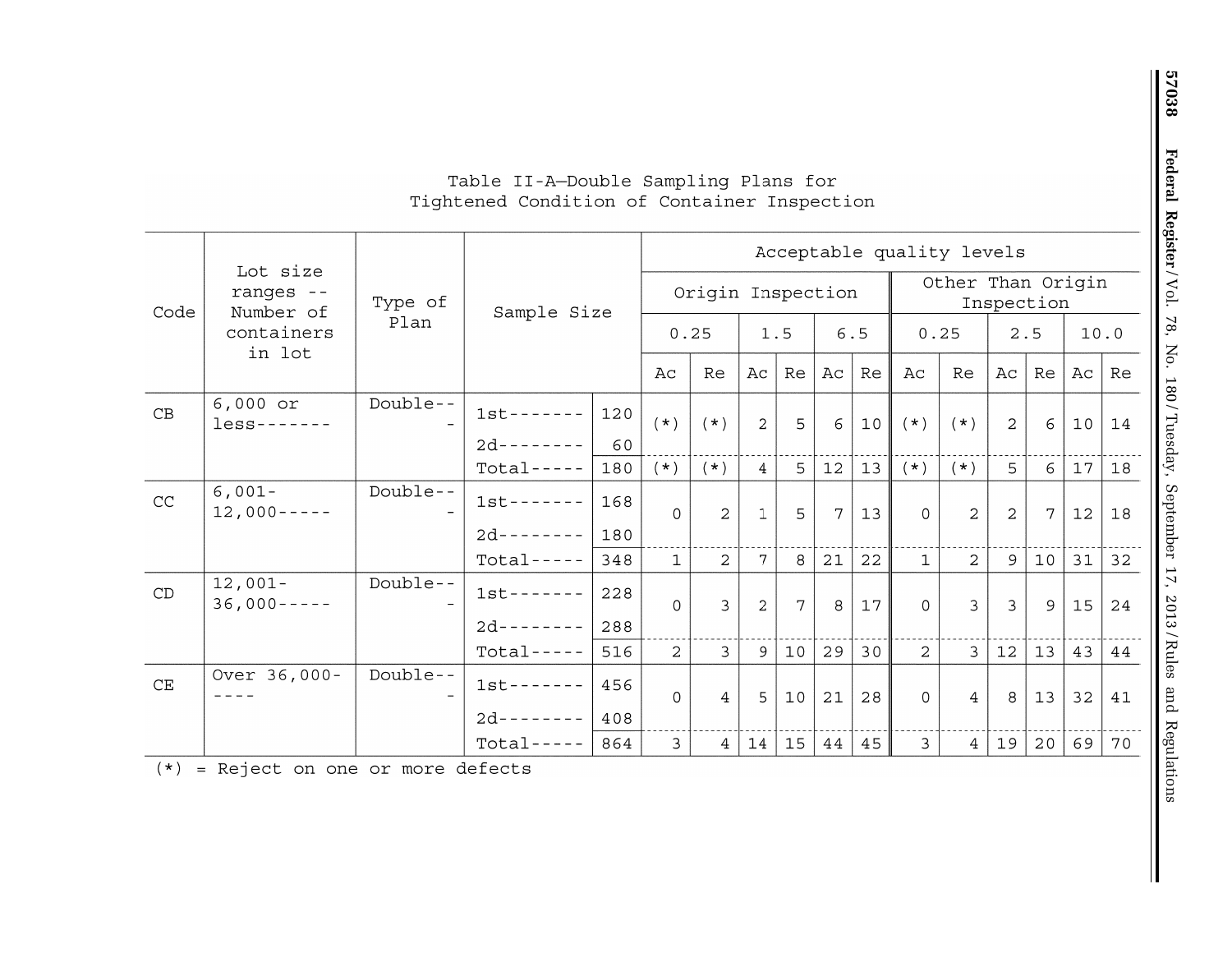Table II-A—Double Sampling Plans for Tightened Condition of Container Inspection

| Code | Lot size ranges -- Number of containers in lot | Type of Plan | Sample Size | | Acceptable quality levels | | | | | | | | | | | |
|---|---|---|---|---|---|---|---|---|---|---|---|---|---|---|---|---|
| | | | | | Origin Inspection | | | | | | Other Than Origin Inspection | | | | | |
| | | | | | 0.25 | | 1.5 | | 6.5 | | 0.25 | | 2.5 | | 10.0 | |
| | | | | | Ac | Re | Ac | Re | Ac | Re | Ac | Re | Ac | Re | Ac | Re |
| CB | 6,000 or less------- | Double-- - | 1st------- | 120 | (*) | (*) | 2 | 5 | 6 | 10 | (*) | (*) | 2 | 6 | 10 | 14 |
| | | | 2d-------- | 60 | | | | | | | | | | | | |
| | | | Total----- | 180 | (*) | (*) | 4 | 5 | 12 | 13 | (*) | (*) | 5 | 6 | 17 | 18 |
| CC | 6,001- 12,000----- | Double-- - | 1st------- | 168 | 0 | 2 | 1 | 5 | 7 | 13 | 0 | 2 | 2 | 7 | 12 | 18 |
| | | | 2d-------- | 180 | | | | | | | | | | | | |
| | | | Total----- | 348 | 1 | 2 | 7 | 8 | 21 | 22 | 1 | 2 | 9 | 10 | 31 | 32 |
| CD | 12,001- 36,000----- | Double-- - | 1st------- | 228 | 0 | 3 | 2 | 7 | 8 | 17 | 0 | 3 | 3 | 9 | 15 | 24 |
| | | | 2d-------- | 288 | | | | | | | | | | | | |
| | | | Total----- | 516 | 2 | 3 | 9 | 10 | 29 | 30 | 2 | 3 | 12 | 13 | 43 | 44 |
| CE | Over 36,000- ---- | Double-- - | 1st------- | 456 | 0 | 4 | 5 | 10 | 21 | 28 | 0 | 4 | 8 | 13 | 32 | 41 |
| | | | 2d-------- | 408 | | | | | | | | | | | | |
| | | | Total----- | 864 | 3 | 4 | 14 | 15 | 44 | 45 | 3 | 4 | 19 | 20 | 69 | 70 |

(*) = Reject on one or more defects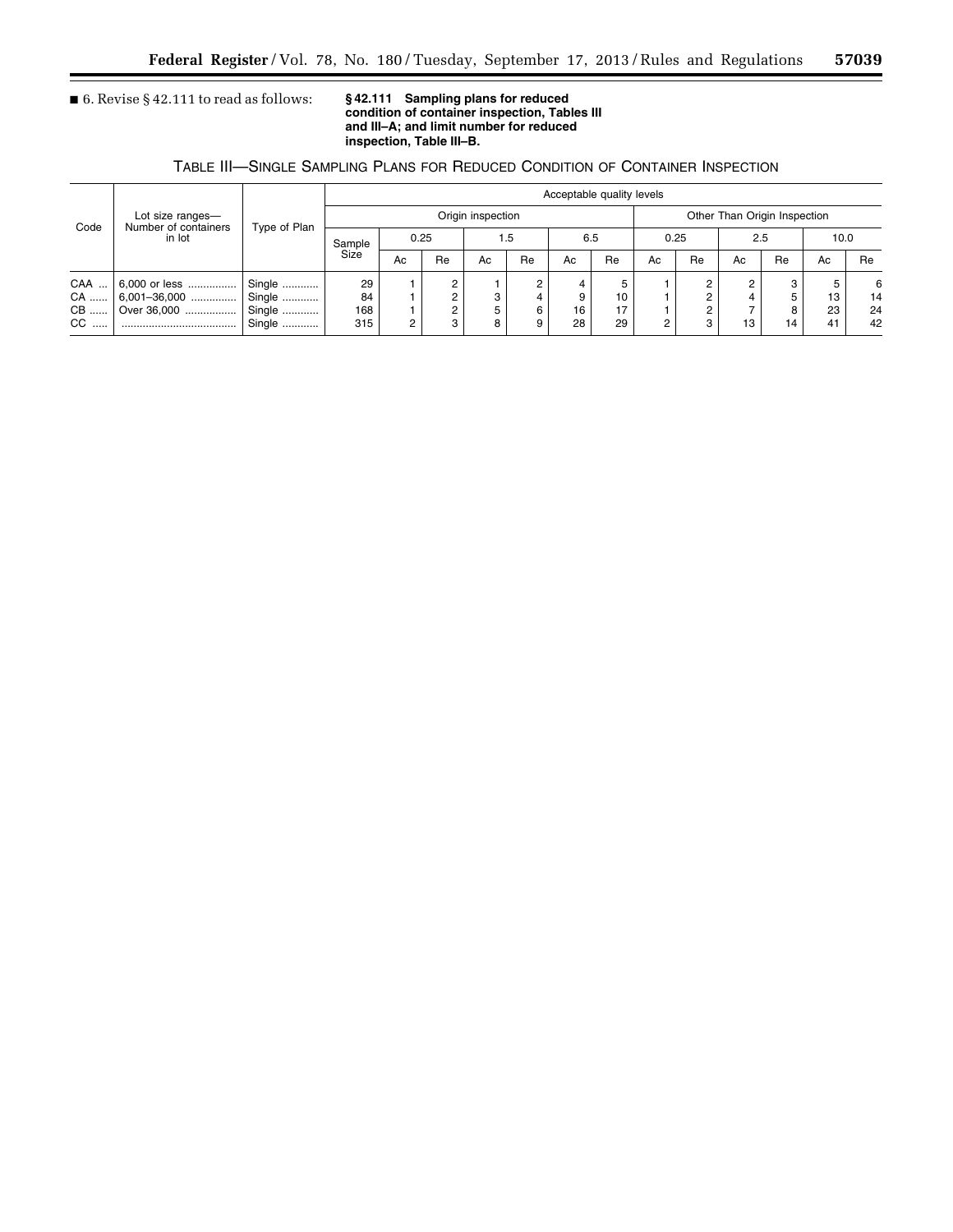■ 6. Revise § 42.111 to read as follows:

**§ 42.111 Sampling plans for reduced condition of container inspection, Tables III and III–A; and limit number for reduced inspection, Table III–B.**

TABLE III—SINGLE SAMPLING PLANS FOR REDUCED CONDITION OF CONTAINER INSPECTION

| Code | Lot size ranges—Number of containers in lot | Type of Plan | Acceptable quality levels | | | | | | | | | | | | |
|---|---|---|---|---|---|---|---|---|---|---|---|---|---|---|---|
| | | | Origin inspection | | | | | | | Other Than Origin Inspection | | | | | |
| | | | Sample Size | 0.25 | | 1.5 | | 6.5 | | 0.25 | | 2.5 | | 10.0 | |
| | | | | Ac | Re | Ac | Re | Ac | Re | Ac | Re | Ac | Re | Ac | Re |
| CAA | 6,000 or less | Single | 29 | 1 | 2 | 1 | 2 | 4 | 5 | 1 | 2 | 2 | 3 | 5 | 6 |
| CA | 6,001–36,000 | Single | 84 | 1 | 2 | 3 | 4 | 9 | 10 | 1 | 2 | 4 | 5 | 13 | 14 |
| CB | Over 36,000 | Single | 168 | 1 | 2 | 5 | 6 | 16 | 17 | 1 | 2 | 7 | 8 | 23 | 24 |
| CC | | Single | 315 | 2 | 3 | 8 | 9 | 28 | 29 | 2 | 3 | 13 | 14 | 41 | 42 |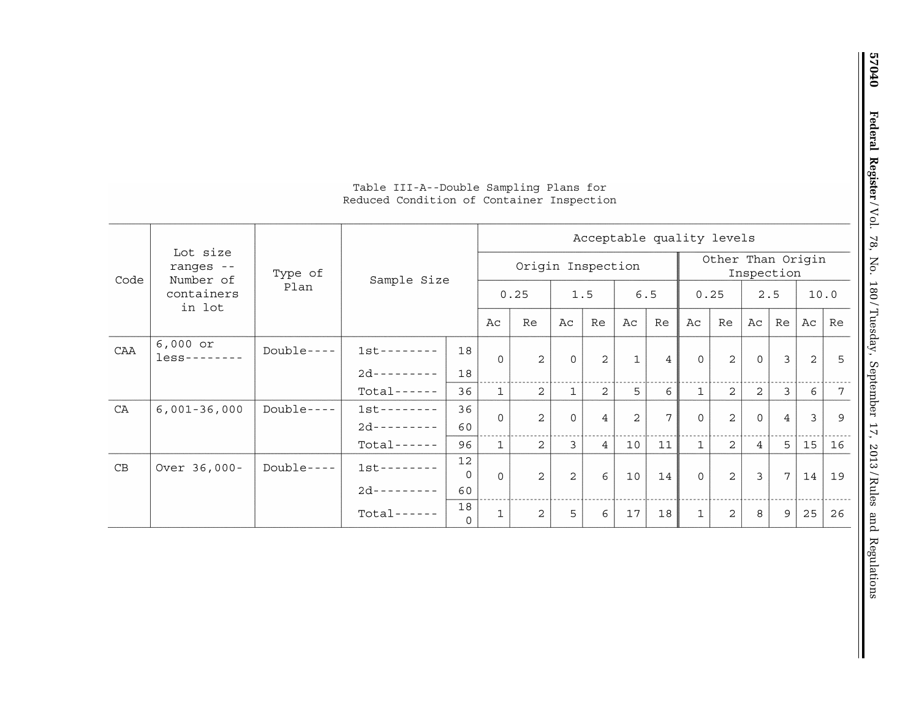Table III-A--Double Sampling Plans for Reduced Condition of Container Inspection

| Code | Lot size ranges -- Number of containers in lot | Type of Plan | Sample Size | | Acceptable quality levels | | | | | | | | | | | |
|---|---|---|---|---|---|---|---|---|---|---|---|---|---|---|---|---|
| | | | | | Origin Inspection | | | | | | Other Than Origin Inspection | | | | | |
| | | | | | 0.25 | | 1.5 | | 6.5 | | 0.25 | | 2.5 | | 10.0 | |
| | | | | | Ac | Re | Ac | Re | Ac | Re | Ac | Re | Ac | Re | Ac | Re |
| CAA | 6,000 or less-------- | Double---- | 1st-------- | 18 | 0 | 2 | 0 | 2 | 1 | 4 | 0 | 2 | 0 | 3 | 2 | 5 |
| | | | 2d--------- | 18 | | | | | | | | | | | | |
| | | | Total------ | 36 | 1 | 2 | 1 | 2 | 5 | 6 | 1 | 2 | 2 | 3 | 6 | 7 |
| CA | 6,001-36,000 | Double---- | 1st-------- | 36 | 0 | 2 | 0 | 4 | 2 | 7 | 0 | 2 | 0 | 4 | 3 | 9 |
| | | | 2d--------- | 60 | | | | | | | | | | | | |
| | | | Total------ | 96 | 1 | 2 | 3 | 4 | 10 | 11 | 1 | 2 | 4 | 5 | 15 | 16 |
| CB | Over 36,000- | Double---- | 1st-------- | 120 | 0 | 2 | 2 | 6 | 10 | 14 | 0 | 2 | 3 | 7 | 14 | 19 |
| | | | 2d--------- | 60 | | | | | | | | | | | | |
| | | | Total------ | 180 | 1 | 2 | 5 | 6 | 17 | 18 | 1 | 2 | 8 | 9 | 25 | 26 |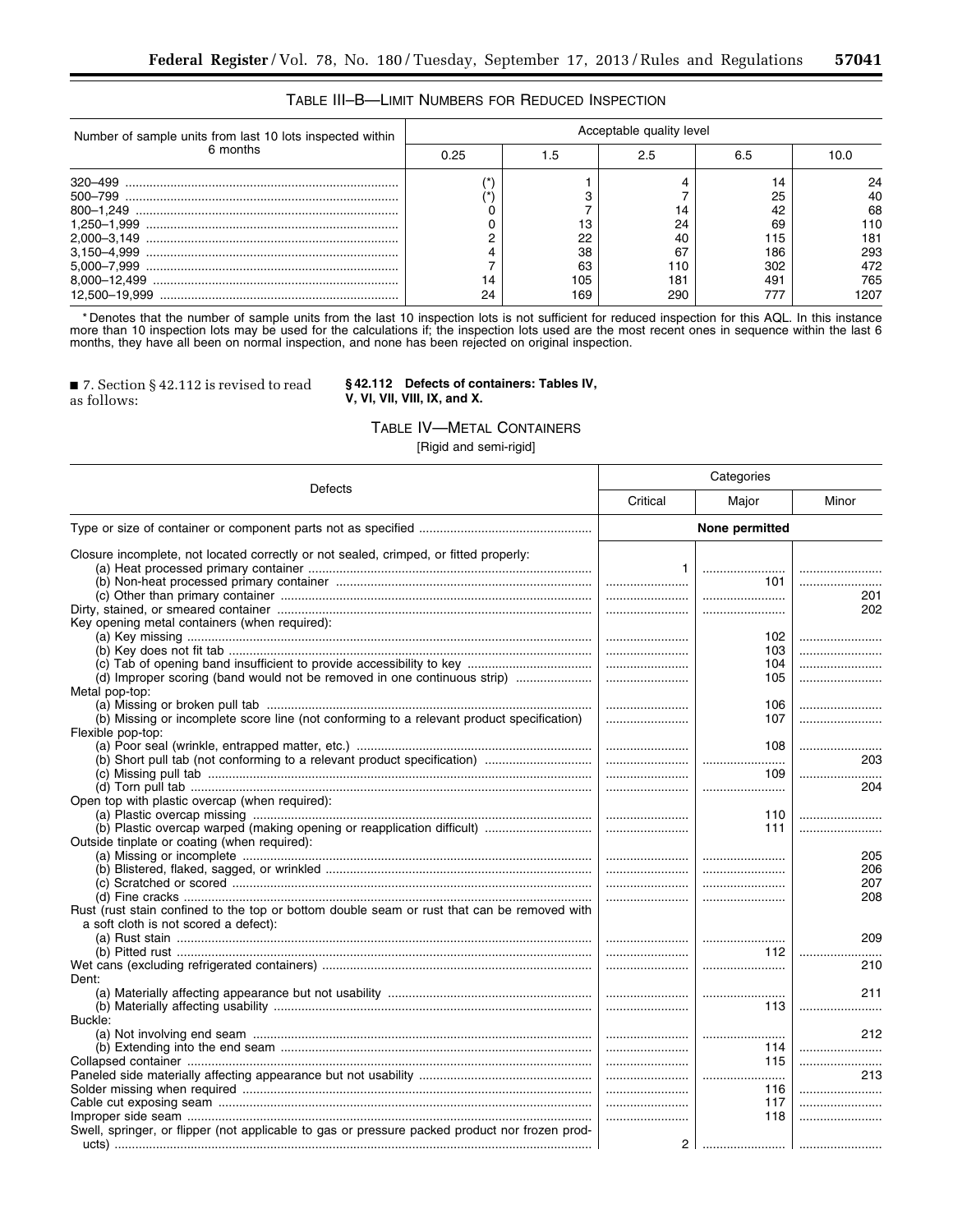TABLE III–B—LIMIT NUMBERS FOR REDUCED INSPECTION

| Number of sample units from last 10 lots inspected within 6 months | Acceptable quality level | | | | |
|---|---|---|---|---|---|
| | 0.25 | 1.5 | 2.5 | 6.5 | 10.0 |
| 320–499 | (*) | 1 | 4 | 14 | 24 |
| 500–799 | (*) | 3 | 7 | 25 | 40 |
| 800–1,249 | 0 | 7 | 14 | 42 | 68 |
| 1,250–1,999 | 0 | 13 | 24 | 69 | 110 |
| 2,000–3,149 | 2 | 22 | 40 | 115 | 181 |
| 3,150–4,999 | 4 | 38 | 67 | 186 | 293 |
| 5,000–7,999 | 7 | 63 | 110 | 302 | 472 |
| 8,000–12,499 | 14 | 105 | 181 | 491 | 765 |
| 12,500–19,999 | 24 | 169 | 290 | 777 | 1207 |

* Denotes that the number of sample units from the last 10 inspection lots is not sufficient for reduced inspection for this AQL. In this instance more than 10 inspection lots may be used for the calculations if; the inspection lots used are the most recent ones in sequence within the last 6 months, they have all been on normal inspection, and none has been rejected on original inspection.

■ 7. Section § 42.112 is revised to read as follows:

**§ 42.112 Defects of containers: Tables IV, V, VI, VII, VIII, IX, and X.**

TABLE IV—METAL CONTAINERS

[Rigid and semi-rigid]

| Defects | Categories | | |
|---|---|---|---|
| | Critical | Major | Minor |
| Type or size of container or component parts not as specified | | None permitted | |
| Closure incomplete, not located correctly or not sealed, crimped, or fitted properly: | | | |
| (a) Heat processed primary container | 1 | | |
| (b) Non-heat processed primary container | | 101 | |
| (c) Other than primary container | | | 201 |
| Dirty, stained, or smeared container | | | 202 |
| Key opening metal containers (when required): | | | |
| (a) Key missing | | 102 | |
| (b) Key does not fit tab | | 103 | |
| (c) Tab of opening band insufficient to provide accessibility to key | | 104 | |
| (d) Improper scoring (band would not be removed in one continuous strip) | | 105 | |
| Metal pop-top: | | | |
| (a) Missing or broken pull tab | | 106 | |
| (b) Missing or incomplete score line (not conforming to a relevant product specification) | | 107 | |
| Flexible pop-top: | | | |
| (a) Poor seal (wrinkle, entrapped matter, etc.) | | 108 | |
| (b) Short pull tab (not conforming to a relevant product specification) | | | 203 |
| (c) Missing pull tab | | 109 | |
| (d) Torn pull tab | | | 204 |
| Open top with plastic overcap (when required): | | | |
| (a) Plastic overcap missing | | 110 | |
| (b) Plastic overcap warped (making opening or reapplication difficult) | | 111 | |
| Outside tinplate or coating (when required): | | | |
| (a) Missing or incomplete | | | 205 |
| (b) Blistered, flaked, sagged, or wrinkled | | | 206 |
| (c) Scratched or scored | | | 207 |
| (d) Fine cracks | | | 208 |
| Rust (rust stain confined to the top or bottom double seam or rust that can be removed with a soft cloth is not scored a defect): | | | |
| (a) Rust stain | | | 209 |
| (b) Pitted rust | | 112 | |
| Wet cans (excluding refrigerated containers) | | | 210 |
| Dent: | | | |
| (a) Materially affecting appearance but not usability | | | 211 |
| (b) Materially affecting usability | | 113 | |
| Buckle: | | | |
| (a) Not involving end seam | | | 212 |
| (b) Extending into the end seam | | 114 | |
| Collapsed container | | 115 | |
| Paneled side materially affecting appearance but not usability | | | 213 |
| Solder missing when required | | 116 | |
| Cable cut exposing seam | | 117 | |
| Improper side seam | | 118 | |
| Swell, springer, or flipper (not applicable to gas or pressure packed product nor frozen products) | 2 | | |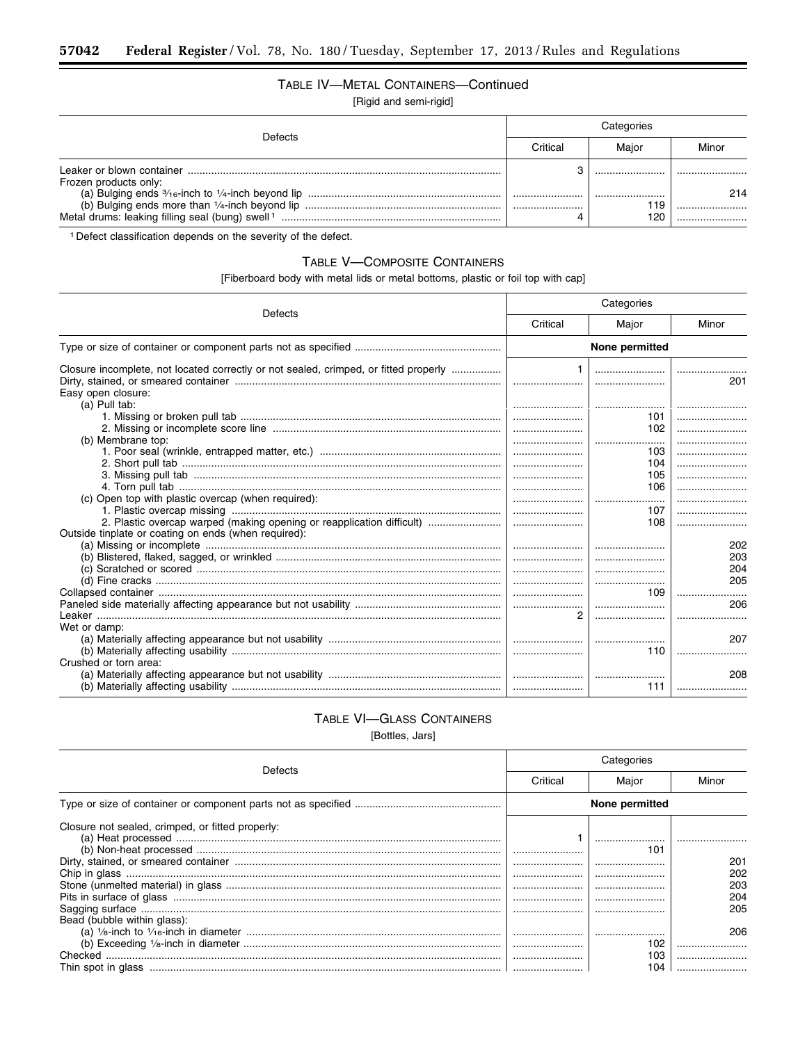### TABLE IV—METAL CONTAINERS—Continued

[Rigid and semi-rigid]

| Defects | Categories | | |
|---|---|---|---|
| | Critical | Major | Minor |
| Leaker or blown container | 3 | | |
| Frozen products only: | | | |
| (a) Bulging ends 3/16-inch to 1/4-inch beyond lip | | | 214 |
| (b) Bulging ends more than 1/4-inch beyond lip | | 119 | |
| Metal drums: leaking filling seal (bung) swell [1] | 4 | 120 | |

[1] Defect classification depends on the severity of the defect.

### TABLE V—COMPOSITE CONTAINERS

[Fiberboard body with metal lids or metal bottoms, plastic or foil top with cap]

| Defects | Categories | | |
|---|---|---|---|
| | Critical | Major | Minor |
| Type or size of container or component parts not as specified | None permitted | | |
| Closure incomplete, not located correctly or not sealed, crimped, or fitted properly | 1 | | |
| Dirty, stained, or smeared container | | | 201 |
| Easy open closure: | | | |
| (a) Pull tab: | | | |
| 1. Missing or broken pull tab | | 101 | |
| 2. Missing or incomplete score line | | 102 | |
| (b) Membrane top: | | | |
| 1. Poor seal (wrinkle, entrapped matter, etc.) | | 103 | |
| 2. Short pull tab | | 104 | |
| 3. Missing pull tab | | 105 | |
| 4. Torn pull tab | | 106 | |
| (c) Open top with plastic overcap (when required): | | | |
| 1. Plastic overcap missing | | 107 | |
| 2. Plastic overcap warped (making opening or reapplication difficult) | | 108 | |
| Outside tinplate or coating on ends (when required): | | | |
| (a) Missing or incomplete | | | 202 |
| (b) Blistered, flaked, sagged, or wrinkled | | | 203 |
| (c) Scratched or scored | | | 204 |
| (d) Fine cracks | | | 205 |
| Collapsed container | | 109 | |
| Paneled side materially affecting appearance but not usability | | | 206 |
| Leaker | 2 | | |
| Wet or damp: | | | |
| (a) Materially affecting appearance but not usability | | | 207 |
| (b) Materially affecting usability | | 110 | |
| Crushed or torn area: | | | |
| (a) Materially affecting appearance but not usability | | | 208 |
| (b) Materially affecting usability | | 111 | |

### TABLE VI—GLASS CONTAINERS

[Bottles, Jars]

| Defects | Categories | | |
|---|---|---|---|
| | Critical | Major | Minor |
| Type or size of container or component parts not as specified | None permitted | | |
| Closure not sealed, crimped, or fitted properly: | | | |
| (a) Heat processed | 1 | | |
| (b) Non-heat processed | | 101 | |
| Dirty, stained, or smeared container | | | 201 |
| Chip in glass | | | 202 |
| Stone (unmelted material) in glass | | | 203 |
| Pits in surface of glass | | | 204 |
| Sagging surface | | | 205 |
| Bead (bubble within glass): | | | |
| (a) 1/8-inch to 1/16-inch in diameter | | | 206 |
| (b) Exceeding 1/8-inch in diameter | | 102 | |
| Checked | | 103 | |
| Thin spot in glass | | 104 | |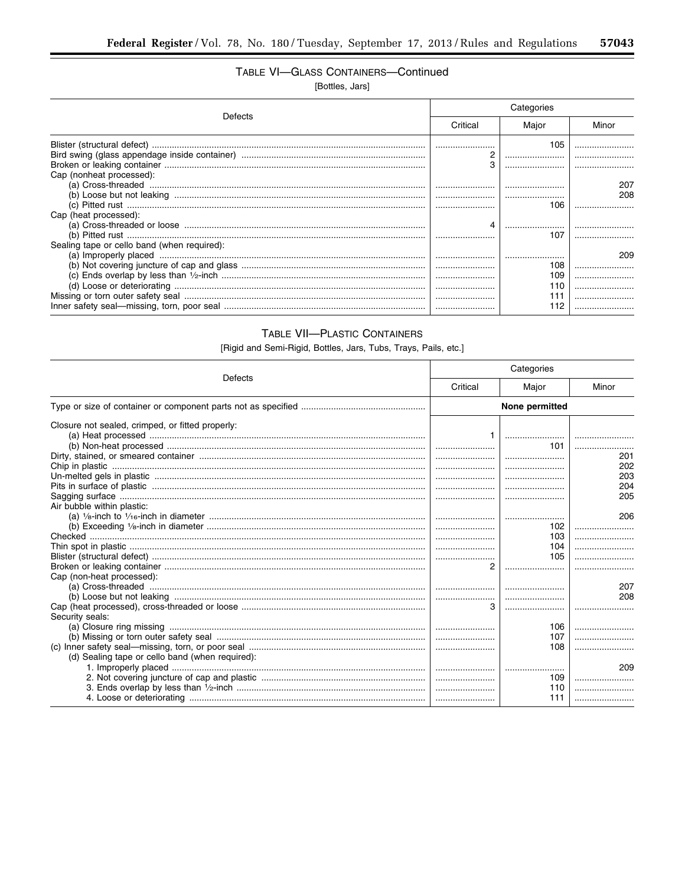TABLE VI—GLASS CONTAINERS—Continued

[Bottles, Jars]

| Defects | Categories | | |
|---|---|---|---|
| | Critical | Major | Minor |
| Blister (structural defect) | | 105 | |
| Bird swing (glass appendage inside container) | 2 | | |
| Broken or leaking container | 3 | | |
| Cap (nonheat processed): | | | |
| (a) Cross-threaded | | | 207 |
| (b) Loose but not leaking | | | 208 |
| (c) Pitted rust | | 106 | |
| Cap (heat processed): | | | |
| (a) Cross-threaded or loose | 4 | | |
| (b) Pitted rust | | 107 | |
| Sealing tape or cello band (when required): | | | |
| (a) Improperly placed | | | 209 |
| (b) Not covering juncture of cap and glass | | 108 | |
| (c) Ends overlap by less than ½-inch | | 109 | |
| (d) Loose or deteriorating | | 110 | |
| Missing or torn outer safety seal | | 111 | |
| Inner safety seal—missing, torn, poor seal | | 112 | |

TABLE VII—PLASTIC CONTAINERS

[Rigid and Semi-Rigid, Bottles, Jars, Tubs, Trays, Pails, etc.]

| Defects | Categories | | |
|---|---|---|---|
| | Critical | Major | Minor |
| Type or size of container or component parts not as specified | None permitted | | |
| Closure not sealed, crimped, or fitted properly: | | | |
| (a) Heat processed | 1 | | |
| (b) Non-heat processed | | 101 | |
| Dirty, stained, or smeared container | | | 201 |
| Chip in plastic | | | 202 |
| Un-melted gels in plastic | | | 203 |
| Pits in surface of plastic | | | 204 |
| Sagging surface | | | 205 |
| Air bubble within plastic: | | | |
| (a) ⅛-inch to ¹⁄₁₆-inch in diameter | | | 206 |
| (b) Exceeding ⅛-inch in diameter | | 102 | |
| Checked | | 103 | |
| Thin spot in plastic | | 104 | |
| Blister (structural defect) | | 105 | |
| Broken or leaking container | 2 | | |
| Cap (non-heat processed): | | | |
| (a) Cross-threaded | | | 207 |
| (b) Loose but not leaking | | | 208 |
| Cap (heat processed), cross-threaded or loose | 3 | | |
| Security seals: | | | |
| (a) Closure ring missing | | 106 | |
| (b) Missing or torn outer safety seal | | 107 | |
| (c) Inner safety seal—missing, torn, or poor seal | | 108 | |
| (d) Sealing tape or cello band (when required): | | | |
| 1. Improperly placed | | | 209 |
| 2. Not covering juncture of cap and plastic | | 109 | |
| 3. Ends overlap by less than ½-inch | | 110 | |
| 4. Loose or deteriorating | | 111 | |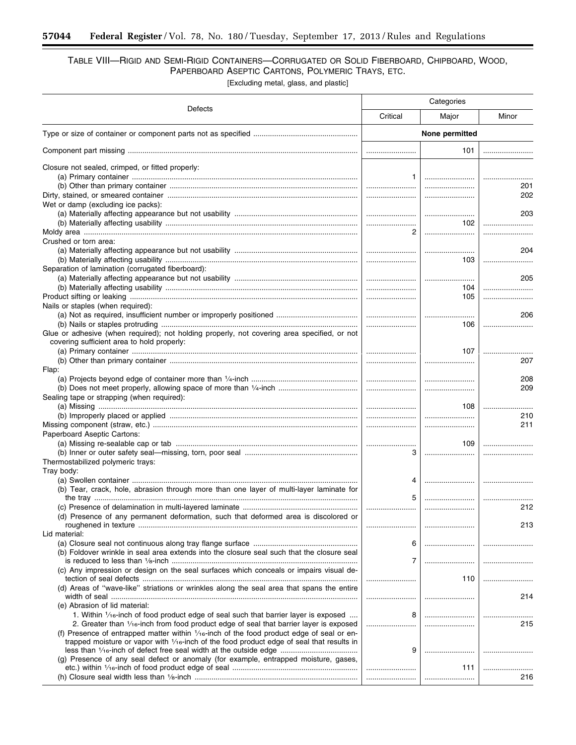TABLE VIII—RIGID AND SEMI-RIGID CONTAINERS—CORRUGATED OR SOLID FIBERBOARD, CHIPBOARD, WOOD, PAPERBOARD ASEPTIC CARTONS, POLYMERIC TRAYS, ETC.

[Excluding metal, glass, and plastic]

| Defects | Categories | | |
|---|---|---|---|
| | Critical | Major | Minor |
| Type or size of container or component parts not as specified | None permitted | | |
| Component part missing | | 101 | |
| Closure not sealed, crimped, or fitted properly: | | | |
| (a) Primary container | 1 | | |
| (b) Other than primary container | | | 201 |
| Dirty, stained, or smeared container | | | 202 |
| Wet or damp (excluding ice packs): | | | |
| (a) Materially affecting appearance but not usability | | | 203 |
| (b) Materially affecting usability | | 102 | |
| Moldy area | 2 | | |
| Crushed or torn area: | | | |
| (a) Materially affecting appearance but not usability | | | 204 |
| (b) Materially affecting usability | | 103 | |
| Separation of lamination (corrugated fiberboard): | | | |
| (a) Materially affecting appearance but not usability | | | 205 |
| (b) Materially affecting usability | | 104 | |
| Product sifting or leaking | | 105 | |
| Nails or staples (when required): | | | |
| (a) Not as required, insufficient number or improperly positioned | | | 206 |
| (b) Nails or staples protruding | | 106 | |
| Glue or adhesive (when required); not holding properly, not covering area specified, or not covering sufficient area to hold properly: | | | |
| (a) Primary container | | 107 | |
| (b) Other than primary container | | | 207 |
| Flap: | | | |
| (a) Projects beyond edge of container more than ¼-inch | | | 208 |
| (b) Does not meet properly, allowing space of more than ¼-inch | | | 209 |
| Sealing tape or strapping (when required): | | | |
| (a) Missing | | 108 | |
| (b) Improperly placed or applied | | | 210 |
| Missing component (straw, etc.) | | | 211 |
| Paperboard Aseptic Cartons: | | | |
| (a) Missing re-sealable cap or tab | | 109 | |
| (b) Inner or outer safety seal—missing, torn, poor seal | 3 | | |
| Thermostabilized polymeric trays: | | | |
| Tray body: | | | |
| (a) Swollen container | 4 | | |
| (b) Tear, crack, hole, abrasion through more than one layer of multi-layer laminate for the tray | 5 | | |
| (c) Presence of delamination in multi-layered laminate | | | 212 |
| (d) Presence of any permanent deformation, such that deformed area is discolored or roughened in texture | | | 213 |
| Lid material: | | | |
| (a) Closure seal not continuous along tray flange surface | 6 | | |
| (b) Foldover wrinkle in seal area extends into the closure seal such that the closure seal is reduced to less than ⅛-inch | 7 | | |
| (c) Any impression or design on the seal surfaces which conceals or impairs visual detection of seal defects | | 110 | |
| (d) Areas of "wave-like" striations or wrinkles along the seal area that spans the entire width of seal | | | 214 |
| (e) Abrasion of lid material: | | | |
| 1. Within ¹⁄₁₆-inch of food product edge of seal such that barrier layer is exposed | 8 | | |
| 2. Greater than ¹⁄₁₆-inch from food product edge of seal that barrier layer is exposed | | | 215 |
| (f) Presence of entrapped matter within ¹⁄₁₆-inch of the food product edge of seal or entrapped moisture or vapor with ¹⁄₁₆-inch of the food product edge of seal that results in less than ¹⁄₁₆-inch of defect free seal width at the outside edge | 9 | | |
| (g) Presence of any seal defect or anomaly (for example, entrapped moisture, gases, etc.) within ¹⁄₁₆-inch of food product edge of seal | | 111 | |
| (h) Closure seal width less than ⅛-inch | | | 216 |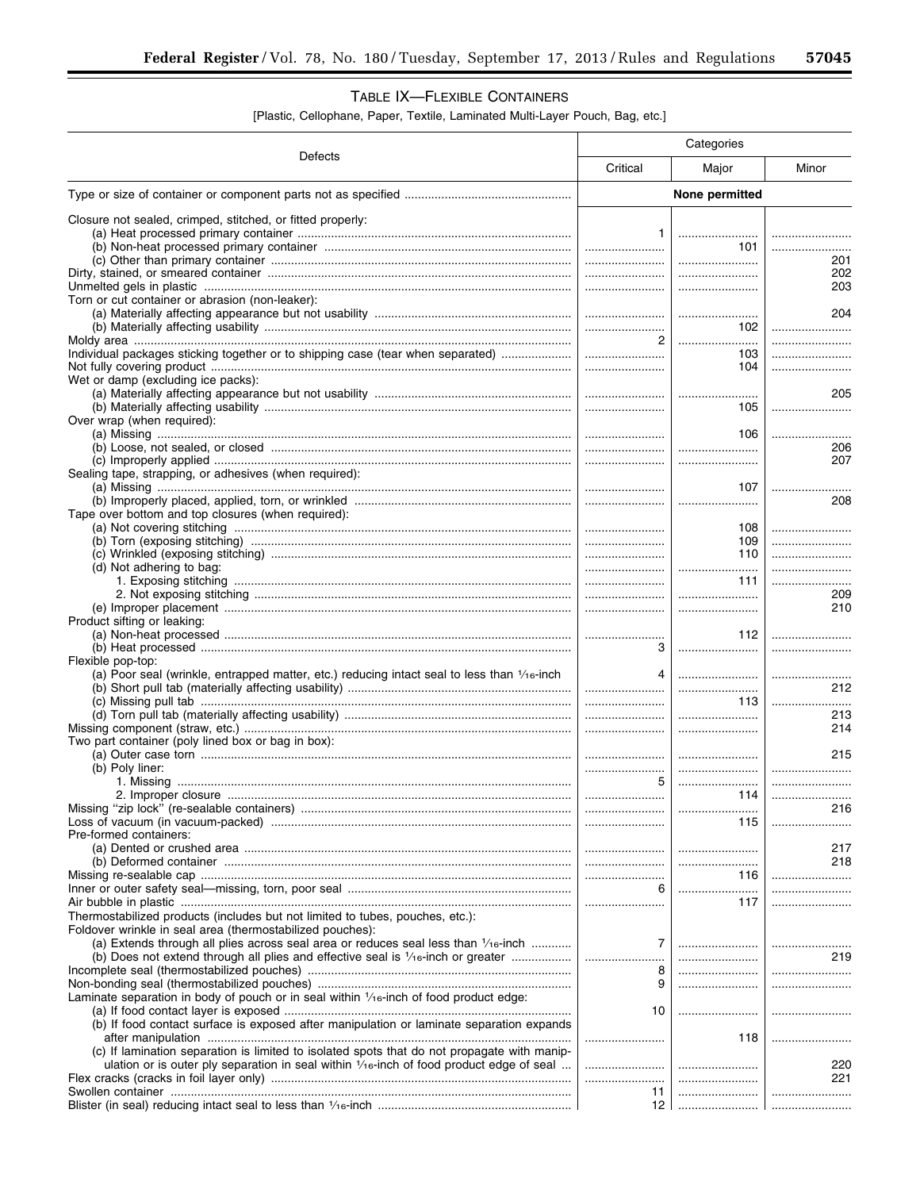## TABLE IX—FLEXIBLE CONTAINERS

[Plastic, Cellophane, Paper, Textile, Laminated Multi-Layer Pouch, Bag, etc.]

| Defects | Categories | | |
|---|---|---|---|
| | Critical | Major | Minor |
| Type or size of container or component parts not as specified | None permitted | | |
| Closure not sealed, crimped, stitched, or fitted properly: | | | |
| (a) Heat processed primary container | 1 | | |
| (b) Non-heat processed primary container | | 101 | |
| (c) Other than primary container | | | 201 |
| Dirty, stained, or smeared container | | | 202 |
| Unmelted gels in plastic | | | 203 |
| Torn or cut container or abrasion (non-leaker): | | | |
| (a) Materially affecting appearance but not usability | | | 204 |
| (b) Materially affecting usability | | 102 | |
| Moldy area | 2 | | |
| Individual packages sticking together or to shipping case (tear when separated) | | 103 | |
| Not fully covering product | | 104 | |
| Wet or damp (excluding ice packs): | | | |
| (a) Materially affecting appearance but not usability | | | 205 |
| (b) Materially affecting usability | | 105 | |
| Over wrap (when required): | | | |
| (a) Missing | | 106 | |
| (b) Loose, not sealed, or closed | | | 206 |
| (c) Improperly applied | | | 207 |
| Sealing tape, strapping, or adhesives (when required): | | | |
| (a) Missing | | 107 | |
| (b) Improperly placed, applied, torn, or wrinkled | | | 208 |
| Tape over bottom and top closures (when required): | | | |
| (a) Not covering stitching | | 108 | |
| (b) Torn (exposing stitching) | | 109 | |
| (c) Wrinkled (exposing stitching) | | 110 | |
| (d) Not adhering to bag: | | | |
| 1. Exposing stitching | | 111 | |
| 2. Not exposing stitching | | | 209 |
| (e) Improper placement | | | 210 |
| Product sifting or leaking: | | | |
| (a) Non-heat processed | | 112 | |
| (b) Heat processed | 3 | | |
| Flexible pop-top: | | | |
| (a) Poor seal (wrinkle, entrapped matter, etc.) reducing intact seal to less than 1/16-inch | 4 | | |
| (b) Short pull tab (materially affecting usability) | | | 212 |
| (c) Missing pull tab | | 113 | |
| (d) Torn pull tab (materially affecting usability) | | | 213 |
| Missing component (straw, etc.) | | | 214 |
| Two part container (poly lined box or bag in box): | | | |
| (a) Outer case torn | | | 215 |
| (b) Poly liner: | | | |
| 1. Missing | 5 | | |
| 2. Improper closure | | 114 | |
| Missing "zip lock" (re-sealable containers) | | | 216 |
| Loss of vacuum (in vacuum-packed) | | 115 | |
| Pre-formed containers: | | | |
| (a) Dented or crushed area | | | 217 |
| (b) Deformed container | | | 218 |
| Missing re-sealable cap | | 116 | |
| Inner or outer safety seal—missing, torn, poor seal | 6 | | |
| Air bubble in plastic | | 117 | |
| Thermostabilized products (includes but not limited to tubes, pouches, etc.): | | | |
| Foldover wrinkle in seal area (thermostabilized pouches): | | | |
| (a) Extends through all plies across seal area or reduces seal less than 1/16-inch | 7 | | |
| (b) Does not extend through all plies and effective seal is 1/16-inch or greater | | | 219 |
| Incomplete seal (thermostabilized pouches) | 8 | | |
| Non-bonding seal (thermostabilized pouches) | 9 | | |
| Laminate separation in body of pouch or in seal within 1/16-inch of food product edge: | | | |
| (a) If food contact layer is exposed | 10 | | |
| (b) If food contact surface is exposed after manipulation or laminate separation expands after manipulation | | 118 | |
| (c) If lamination separation is limited to isolated spots that do not propagate with manipulation or is outer ply separation in seal within 1/16-inch of food product edge of seal | | | 220 |
| Flex cracks (cracks in foil layer only) | | | 221 |
| Swollen container | 11 | | |
| Blister (in seal) reducing intact seal to less than 1/16-inch | 12 | | |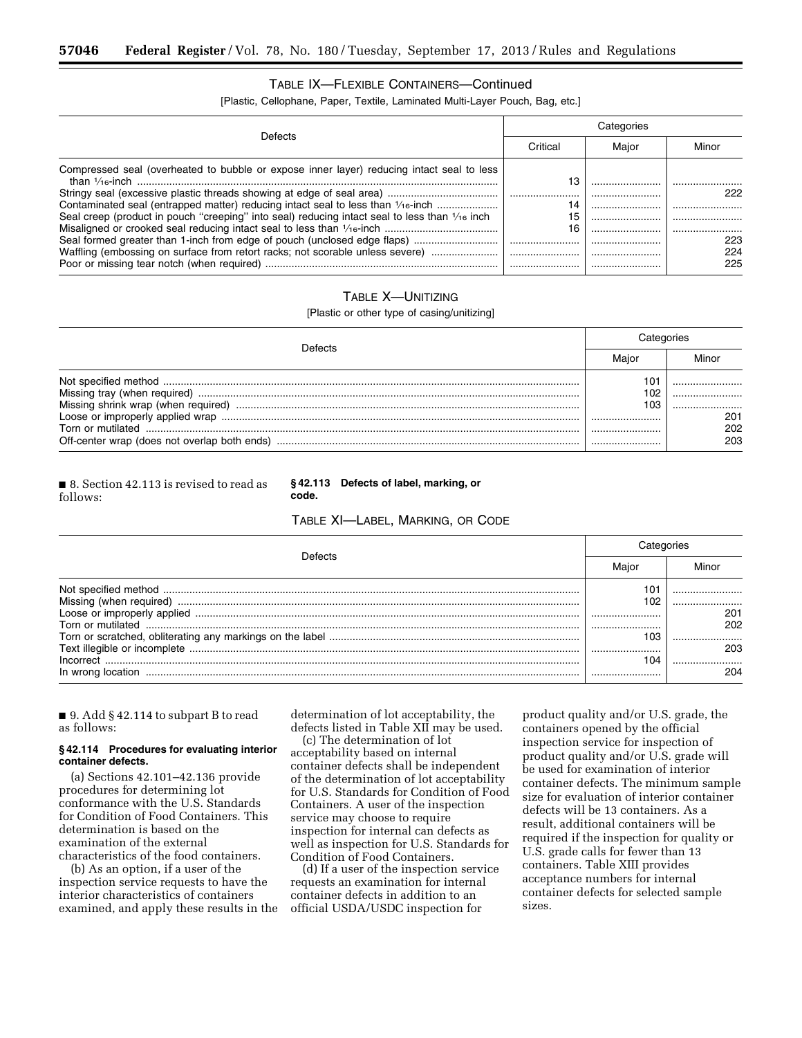TABLE IX—FLEXIBLE CONTAINERS—Continued

[Plastic, Cellophane, Paper, Textile, Laminated Multi-Layer Pouch, Bag, etc.]

| Defects | Categories | | |
|---|---|---|---|
| | Critical | Major | Minor |
| Compressed seal (overheated to bubble or expose inner layer) reducing intact seal to less than 1⁄16-inch | 13 | | |
| Stringy seal (excessive plastic threads showing at edge of seal area) | | | 222 |
| Contaminated seal (entrapped matter) reducing intact seal to less than 1⁄16-inch | 14 | | |
| Seal creep (product in pouch "creeping" into seal) reducing intact seal to less than 1⁄16 inch | 15 | | |
| Misaligned or crooked seal reducing intact seal to less than 1⁄16-inch | 16 | | |
| Seal formed greater than 1-inch from edge of pouch (unclosed edge flaps) | | | 223 |
| Waffling (embossing on surface from retort racks; not scorable unless severe) | | | 224 |
| Poor or missing tear notch (when required) | | | 225 |

TABLE X—UNITIZING

[Plastic or other type of casing/unitizing]

| Defects | Categories | |
|---|---|---|
| | Major | Minor |
| Not specified method | 101 | |
| Missing tray (when required) | 102 | |
| Missing shrink wrap (when required) | 103 | |
| Loose or improperly applied wrap | | 201 |
| Torn or mutilated | | 202 |
| Off-center wrap (does not overlap both ends) | | 203 |

■ 8. Section 42.113 is revised to read as follows:

**§ 42.113 Defects of label, marking, or code.**

TABLE XI—LABEL, MARKING, OR CODE

| Defects | Categories | |
|---|---|---|
| | Major | Minor |
| Not specified method | 101 | |
| Missing (when required) | 102 | |
| Loose or improperly applied | | 201 |
| Torn or mutilated | | 202 |
| Torn or scratched, obliterating any markings on the label | 103 | |
| Text illegible or incomplete | | 203 |
| Incorrect | 104 | |
| In wrong location | | 204 |

■ 9. Add § 42.114 to subpart B to read as follows:

**§ 42.114 Procedures for evaluating interior container defects.**

(a) Sections 42.101–42.136 provide procedures for determining lot conformance with the U.S. Standards for Condition of Food Containers. This determination is based on the examination of the external characteristics of the food containers.

(b) As an option, if a user of the inspection service requests to have the interior characteristics of containers examined, and apply these results in the determination of lot acceptability, the defects listed in Table XII may be used.

(c) The determination of lot acceptability based on internal container defects shall be independent of the determination of lot acceptability for U.S. Standards for Condition of Food Containers. A user of the inspection service may choose to require inspection for internal can defects as well as inspection for U.S. Standards for Condition of Food Containers.

(d) If a user of the inspection service requests an examination for internal container defects in addition to an official USDA/USDC inspection for product quality and/or U.S. grade, the containers opened by the official inspection service for inspection of product quality and/or U.S. grade will be used for examination of interior container defects. The minimum sample size for evaluation of interior container defects will be 13 containers. As a result, additional containers will be required if the inspection for quality or U.S. grade calls for fewer than 13 containers. Table XIII provides acceptance numbers for internal container defects for selected sample sizes.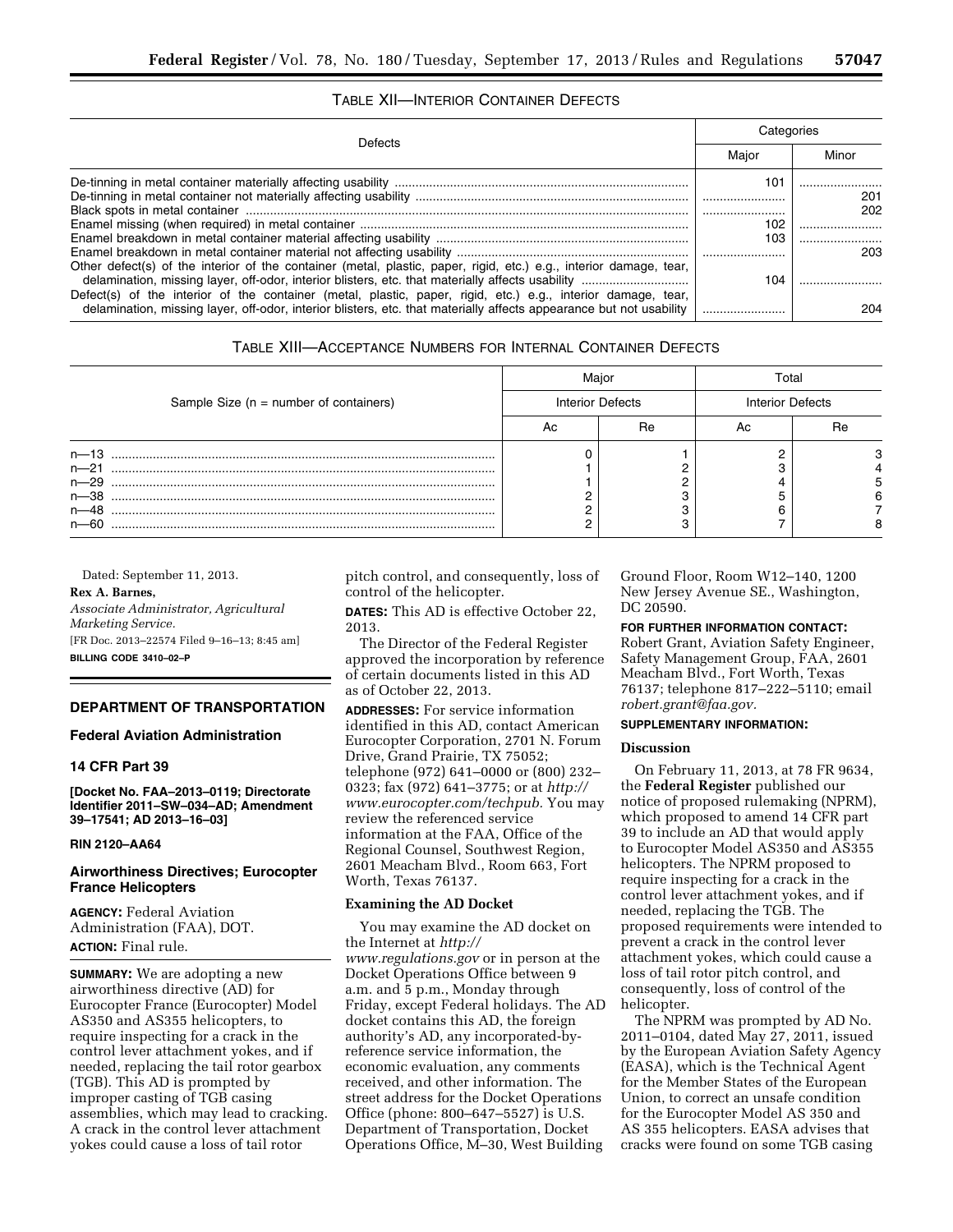TABLE XII—INTERIOR CONTAINER DEFECTS

| Defects | Categories | |
|---|---|---|
| | Major | Minor |
| De-tinning in metal container materially affecting usability | 101 | |
| De-tinning in metal container not materially affecting usability | | 201 |
| Black spots in metal container | | 202 |
| Enamel missing (when required) in metal container | 102 | |
| Enamel breakdown in metal container material affecting usability | 103 | |
| Enamel breakdown in metal container material not affecting usability | | 203 |
| Other defect(s) of the interior of the container (metal, plastic, paper, rigid, etc.) e.g., interior damage, tear, delamination, missing layer, off-odor, interior blisters, etc. that materially affects usability | 104 | |
| Defect(s) of the interior of the container (metal, plastic, paper, rigid, etc.) e.g., interior damage, tear, delamination, missing layer, off-odor, interior blisters, etc. that materially affects appearance but not usability | | 204 |

TABLE XIII—ACCEPTANCE NUMBERS FOR INTERNAL CONTAINER DEFECTS

| Sample Size (n = number of containers) | Major | | Total | |
|---|---|---|---|---|
| | Interior Defects | | Interior Defects | |
| | Ac | Re | Ac | Re |
| n—13 | 0 | 1 | 2 | 3 |
| n—21 | 1 | 2 | 3 | 4 |
| n—29 | 1 | 2 | 4 | 5 |
| n—38 | 2 | 3 | 5 | 6 |
| n—48 | 2 | 3 | 6 | 7 |
| n—60 | 2 | 3 | 7 | 8 |

Dated: September 11, 2013.

**Rex A. Barnes,**

*Associate Administrator, Agricultural Marketing Service.*

[FR Doc. 2013–22574 Filed 9–16–13; 8:45 am]

**BILLING CODE 3410–02–P**

## DEPARTMENT OF TRANSPORTATION

### Federal Aviation Administration

### 14 CFR Part 39

**[Docket No. FAA–2013–0119; Directorate Identifier 2011–SW–034–AD; Amendment 39–17541; AD 2013–16–03]**

**RIN 2120–AA64**

## Airworthiness Directives; Eurocopter France Helicopters

**AGENCY:** Federal Aviation Administration (FAA), DOT.

**ACTION:** Final rule.

**SUMMARY:** We are adopting a new airworthiness directive (AD) for Eurocopter France (Eurocopter) Model AS350 and AS355 helicopters, to require inspecting for a crack in the control lever attachment yokes, and if needed, replacing the tail rotor gearbox (TGB). This AD is prompted by improper casting of TGB casing assemblies, which may lead to cracking. A crack in the control lever attachment yokes could cause a loss of tail rotor pitch control, and consequently, loss of control of the helicopter.

**DATES:** This AD is effective October 22, 2013.

The Director of the Federal Register approved the incorporation by reference of certain documents listed in this AD as of October 22, 2013.

**ADDRESSES:** For service information identified in this AD, contact American Eurocopter Corporation, 2701 N. Forum Drive, Grand Prairie, TX 75052; telephone (972) 641–0000 or (800) 232–0323; fax (972) 641–3775; or at *http://www.eurocopter.com/techpub.* You may review the referenced service information at the FAA, Office of the Regional Counsel, Southwest Region, 2601 Meacham Blvd., Room 663, Fort Worth, Texas 76137.

**Examining the AD Docket**

You may examine the AD docket on the Internet at *http://www.regulations.gov* or in person at the Docket Operations Office between 9 a.m. and 5 p.m., Monday through Friday, except Federal holidays. The AD docket contains this AD, the foreign authority's AD, any incorporated-by-reference service information, the economic evaluation, any comments received, and other information. The street address for the Docket Operations Office (phone: 800–647–5527) is U.S. Department of Transportation, Docket Operations Office, M–30, West Building Ground Floor, Room W12–140, 1200 New Jersey Avenue SE., Washington, DC 20590.

**FOR FURTHER INFORMATION CONTACT:** Robert Grant, Aviation Safety Engineer, Safety Management Group, FAA, 2601 Meacham Blvd., Fort Worth, Texas 76137; telephone 817–222–5110; email *robert.grant@faa.gov.*

**SUPPLEMENTARY INFORMATION:**

**Discussion**

On February 11, 2013, at 78 FR 9634, the **Federal Register** published our notice of proposed rulemaking (NPRM), which proposed to amend 14 CFR part 39 to include an AD that would apply to Eurocopter Model AS350 and AS355 helicopters. The NPRM proposed to require inspecting for a crack in the control lever attachment yokes, and if needed, replacing the TGB. The proposed requirements were intended to prevent a crack in the control lever attachment yokes, which could cause a loss of tail rotor pitch control, and consequently, loss of control of the helicopter.

The NPRM was prompted by AD No. 2011–0104, dated May 27, 2011, issued by the European Aviation Safety Agency (EASA), which is the Technical Agent for the Member States of the European Union, to correct an unsafe condition for the Eurocopter Model AS 350 and AS 355 helicopters. EASA advises that cracks were found on some TGB casing